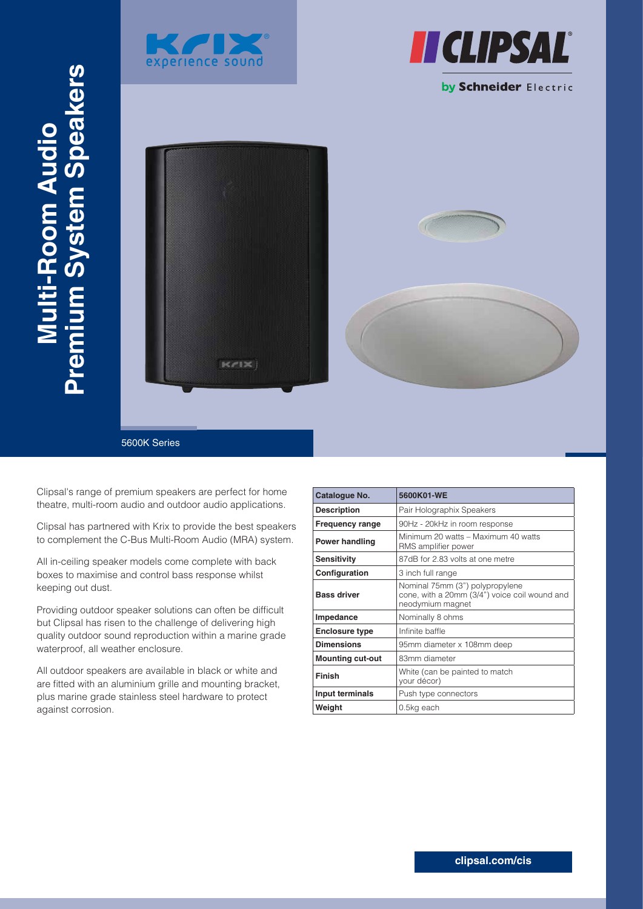# Multi-Room Audio Premium System Speakers

5600K Series

Clipsal's range of premium speakers are perfect for home theatre, multi-room audio and outdoor audio applications.

Clipsal has partnered with Krix to provide the best speakers to complement the C-Bus Multi-Room Audio (MRA) system.

All in-ceiling speaker models come complete with back boxes to maximise and control bass response whilst keeping out dust.

Providing outdoor speaker solutions can often be difficult but Clipsal has risen to the challenge of delivering high quality outdoor sound reproduction within a marine grade waterproof, all weather enclosure.

All outdoor speakers are available in black or white and are fitted with an aluminium grille and mounting bracket, plus marine grade stainless steel hardware to protect against corrosion.

| Catalogue No. | 5600K01-WE |
|---|---|
| Description | Pair Holographix Speakers |
| Frequency range | 90Hz - 20kHz in room response |
| Power handling | Minimum 20 watts – Maximum 40 watts RMS amplifier power |
| Sensitivity | 87dB for 2.83 volts at one metre |
| Configuration | 3 inch full range |
| Bass driver | Nominal 75mm (3") polypropylene cone, with a 20mm (3/4") voice coil wound and neodymium magnet |
| Impedance | Nominally 8 ohms |
| Enclosure type | Infinite baffle |
| Dimensions | 95mm diameter x 108mm deep |
| Mounting cut-out | 83mm diameter |
| Finish | White (can be painted to match your décor) |
| Input terminals | Push type connectors |
| Weight | 0.5kg each |

clipsal.com/cis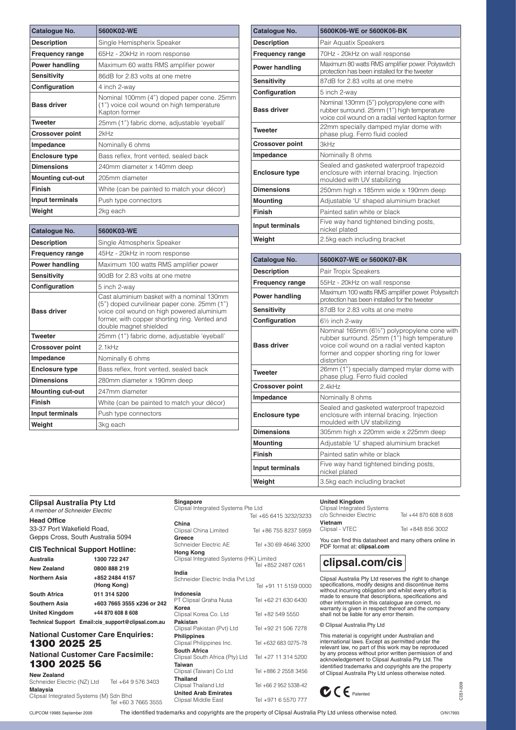| Catalogue No. | 5600K02-WE |
|---|---|
| Description | Single Hemispherix Speaker |
| Frequency range | 65Hz - 20kHz in room response |
| Power handling | Maximum 60 watts RMS amplifier power |
| Sensitivity | 86dB for 2.83 volts at one metre |
| Configuration | 4 inch 2-way |
| Bass driver | Nominal 100mm (4") doped paper cone. 25mm (1") voice coil wound on high temperature Kapton former |
| Tweeter | 25mm (1") fabric dome, adjustable 'eyeball' |
| Crossover point | 2kHz |
| Impedance | Nominally 6 ohms |
| Enclosure type | Bass reflex, front vented, sealed back |
| Dimensions | 240mm diameter x 140mm deep |
| Mounting cut-out | 205mm diameter |
| Finish | White (can be painted to match your décor) |
| Input terminals | Push type connectors |
| Weight | 2kg each |

| Catalogue No. | 5600K03-WE |
|---|---|
| Description | Single Atmospherix Speaker |
| Frequency range | 45Hz - 20kHz in room response |
| Power handling | Maximum 100 watts RMS amplifier power |
| Sensitivity | 90dB for 2.83 volts at one metre |
| Configuration | 5 inch 2-way |
| Bass driver | Cast aluminium basket with a nominal 130mm (5") doped curvilinear paper cone. 25mm (1") voice coil wound on high powered aluminium former, with copper shorting ring. Vented and double magnet shielded |
| Tweeter | 25mm (1") fabric dome, adjustable 'eyeball' |
| Crossover point | 2.1kHz |
| Impedance | Nominally 6 ohms |
| Enclosure type | Bass reflex, front vented, sealed back |
| Dimensions | 280mm diameter x 190mm deep |
| Mounting cut-out | 247mm diameter |
| Finish | White (can be painted to match your décor) |
| Input terminals | Push type connectors |
| Weight | 3kg each |

| Catalogue No. | 5600K06-WE or 5600K06-BK |
|---|---|
| Description | Pair Aquatix Speakers |
| Frequency range | 70Hz - 20kHz on wall response |
| Power handling | Maximum 80 watts RMS amplifier power. Polyswitch protection has been installed for the tweeter |
| Sensitivity | 87dB for 2.83 volts at one metre |
| Configuration | 5 inch 2-way |
| Bass driver | Nominal 130mm (5") polypropylene cone with rubber surround. 25mm (1") high temperature voice coil wound on a radial vented kapton former |
| Tweeter | 22mm specially damped mylar dome with phase plug. Ferro fluid cooled |
| Crossover point | 3kHz |
| Impedance | Nominally 8 ohms |
| Enclosure type | Sealed and gasketed waterproof trapezoid enclosure with internal bracing. Injection moulded with UV stabilizing |
| Dimensions | 250mm high x 185mm wide x 190mm deep |
| Mounting | Adjustable 'U' shaped aluminium bracket |
| Finish | Painted satin white or black |
| Input terminals | Five way hand tightened binding posts, nickel plated |
| Weight | 2.5kg each including bracket |

| Catalogue No. | 5600K07-WE or 5600K07-BK |
|---|---|
| Description | Pair Tropix Speakers |
| Frequency range | 55Hz - 20kHz on wall response |
| Power handling | Maximum 100 watts RMS amplifier power. Polyswitch protection has been installed for the tweeter |
| Sensitivity | 87dB for 2.83 volts at one metre |
| Configuration | 6½ inch 2-way |
| Bass driver | Nominal 165mm (6½") polypropylene cone with rubber surround. 25mm (1") high temperature voice coil wound on a radial vented kapton former and copper shorting ring for lower distortion |
| Tweeter | 26mm (1") specially damped mylar dome with phase plug. Ferro fluid cooled |
| Crossover point | 2.4kHz |
| Impedance | Nominally 8 ohms |
| Enclosure type | Sealed and gasketed waterproof trapezoid enclosure with internal bracing. Injection moulded with UV stabilizing |
| Dimensions | 305mm high x 220mm wide x 225mm deep |
| Mounting | Adjustable 'U' shaped aluminium bracket |
| Finish | Painted satin white or black |
| Input terminals | Five way hand tightened binding posts, nickel plated |
| Weight | 3.5kg each including bracket |

## Clipsal Australia Pty Ltd

*A member of Schneider Electric*

**Head Office**
33-37 Port Wakefield Road,
Gepps Cross, South Australia 5094

### CIS Technical Support Hotline:

| | |
|---|---|
| **Australia** | **1300 722 247** |
| **New Zealand** | **0800 888 219** |
| **Northern Asia** | **+852 2484 4157 (Hong Kong)** |
| **South Africa** | **011 314 5200** |
| **Southern Asia** | **+603 7665 3555 x236 or 242** |
| **United Kingdom** | **+44 870 608 8 608** |
| **Technical Support** | **Email:cis_support@clipsal.com.au** |

### National Customer Care Enquiries:
**1300 2025 25**

### National Customer Care Facsimile:
**1300 2025 56**

**New Zealand**
Schneider Electric (NZ) Ltd — Tel +64 9 576 3403

**Malaysia**
Clipsal Integrated Systems (M) Sdn Bhd — Tel +60 3 7665 3555

**Singapore**
Clipsal Integrated Systems Pte Ltd — Tel +65 6415 3232/3233

**China**
Clipsal China Limited — Tel +86 755 8237 5959

**Greece**
Schneider Electric AE — Tel +30 69 4646 3200

**Hong Kong**
Clipsal Integrated Systems (HK) Limited — Tel +852 2487 0261

**India**
Schneider Electric India Pvt Ltd — Tel +91 11 5159 0000

**Indonesia**
PT Clipsal Graha Nusa — Tel +62 21 630 6430

**Korea**
Clipsal Korea Co. Ltd — Tel +82 549 5550

**Pakistan**
Clipsal Pakistan (Pvt) Ltd — Tel +92 21 506 7278

**Philippines**
Clipsal Philippines Inc. — Tel +632 683 0275-78

**South Africa**
Clipsal South Africa (Pty) Ltd — Tel +27 11 314 5200

**Taiwan**
Clipsal (Taiwan) Co Ltd — Tel +886 2 2558 3456

**Thailand**
Clipsal Thailand Ltd — Tel +66 2 952 5338-42

**United Arab Emirates**
Clipsal Middle East — Tel +971 6 5570 777

**United Kingdom**
Clipsal Integrated Systems c/o Schneider Electric — Tel +44 870 608 8 608

**Vietnam**
Clipsal - VTEC — Tel +848 856 3002

You can find this datasheet and many others online in PDF format at: **clipsal.com**

**clipsal.com/cis**

Clipsal Australia Pty Ltd reserves the right to change specifications, modify designs and discontinue items without incurring obligation and whilst every effort is made to ensure that descriptions, specifications and other information in this catalogue are correct, no warranty is given in respect thereof and the company shall not be liable for any error therein.

© Clipsal Australia Pty Ltd

This material is copyright under Australian and international laws. Except as permitted under the relevant law, no part of this work may be reproduced by any process without prior written permission of and acknowledgement to Clipsal Australia Pty Ltd. The identified trademarks and copyrights are the property of Clipsal Australia Pty Ltd unless otherwise noted.

Patented

CIS1-009

CLIPCOM 19985 September 2009

The identified trademarks and copyrights are the property of Clipsal Australia Pty Ltd unless otherwise noted.

O/N17993